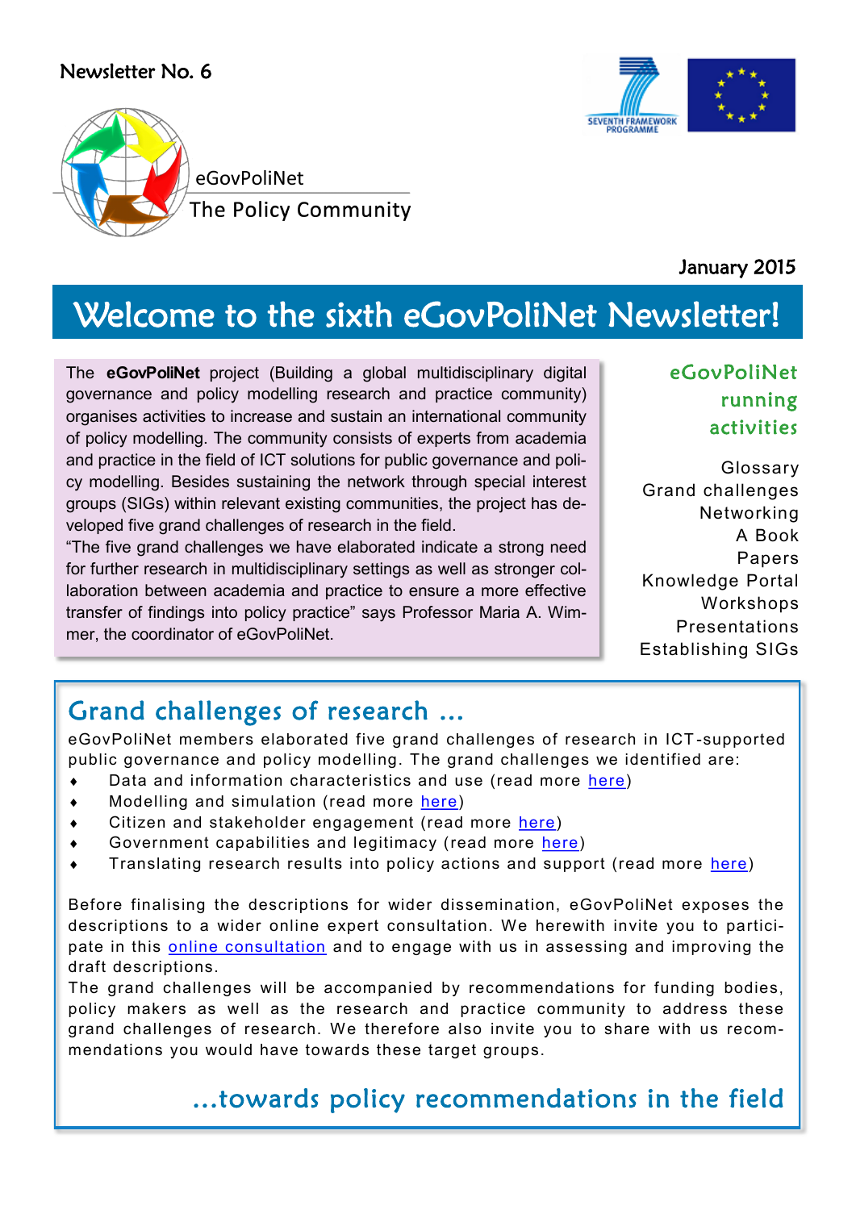Newsletter No. 6

eGovPoliNet

The Policy Community

January 2015

# Welcome to the sixth eGovPoliNet Newsletter!

The **eGovPoliNet** project (Building a global multidisciplinary digital governance and policy modelling research and practice community) organises activities to increase and sustain an international community of policy modelling. The community consists of experts from academia and practice in the field of ICT solutions for public governance and policy modelling. Besides sustaining the network through special interest groups (SIGs) within relevant existing communities, the project has developed five grand challenges of research in the field.

"The five grand challenges we have elaborated indicate a strong need for further research in multidisciplinary settings as well as stronger collaboration between academia and practice to ensure a more effective transfer of findings into policy practice" says Professor Maria A. Wimmer, the coordinator of eGovPoliNet.

### eGovPoliNet running activities

Glossary
Grand challenges
Networking
A Book
Papers
Knowledge Portal
Workshops
Presentations
Establishing SIGs

## Grand challenges of research ...

eGovPoliNet members elaborated five grand challenges of research in ICT-supported public governance and policy modelling. The grand challenges we identified are:

- Data and information characteristics and use (read more here)
- Modelling and simulation (read more here)
- Citizen and stakeholder engagement (read more here)
- Government capabilities and legitimacy (read more here)
- Translating research results into policy actions and support (read more here)

Before finalising the descriptions for wider dissemination, eGovPoliNet exposes the descriptions to a wider online expert consultation. We herewith invite you to participate in this online consultation and to engage with us in assessing and improving the draft descriptions.

The grand challenges will be accompanied by recommendations for funding bodies, policy makers as well as the research and practice community to address these grand challenges of research. We therefore also invite you to share with us recommendations you would have towards these target groups.

## ...towards policy recommendations in the field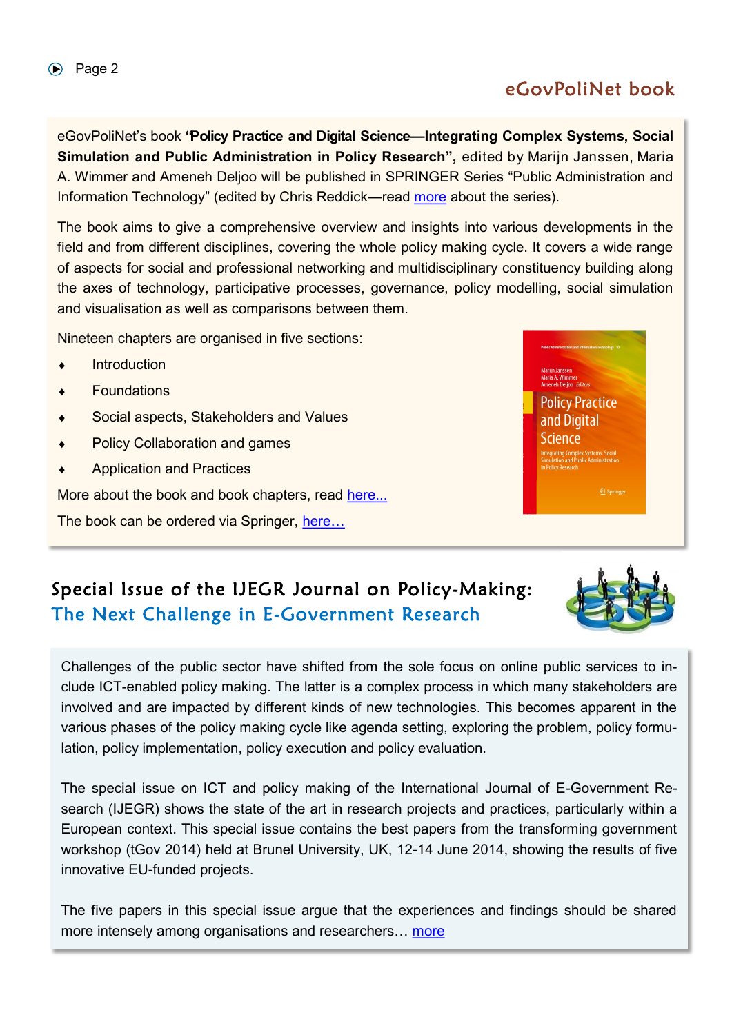## eGovPoliNet book

eGovPoliNet's book **'Policy Practice and Digital Science—Integrating Complex Systems, Social Simulation and Public Administration in Policy Research",** edited by Marijn Janssen, Maria A. Wimmer and Ameneh Deljoo will be published in SPRINGER Series "Public Administration and Information Technology" (edited by Chris Reddick—read more about the series).

The book aims to give a comprehensive overview and insights into various developments in the field and from different disciplines, covering the whole policy making cycle. It covers a wide range of aspects for social and professional networking and multidisciplinary constituency building along the axes of technology, participative processes, governance, policy modelling, social simulation and visualisation as well as comparisons between them.

Nineteen chapters are organised in five sections:

- Introduction
- Foundations
- Social aspects, Stakeholders and Values
- Policy Collaboration and games
- Application and Practices

More about the book and book chapters, read here...

The book can be ordered via Springer, here…

## Special Issue of the IJEGR Journal on Policy-Making: The Next Challenge in E-Government Research

Challenges of the public sector have shifted from the sole focus on online public services to include ICT-enabled policy making. The latter is a complex process in which many stakeholders are involved and are impacted by different kinds of new technologies. This becomes apparent in the various phases of the policy making cycle like agenda setting, exploring the problem, policy formulation, policy implementation, policy execution and policy evaluation.

The special issue on ICT and policy making of the International Journal of E-Government Research (IJEGR) shows the state of the art in research projects and practices, particularly within a European context. This special issue contains the best papers from the transforming government workshop (tGov 2014) held at Brunel University, UK, 12-14 June 2014, showing the results of five innovative EU-funded projects.

The five papers in this special issue argue that the experiences and findings should be shared more intensely among organisations and researchers… more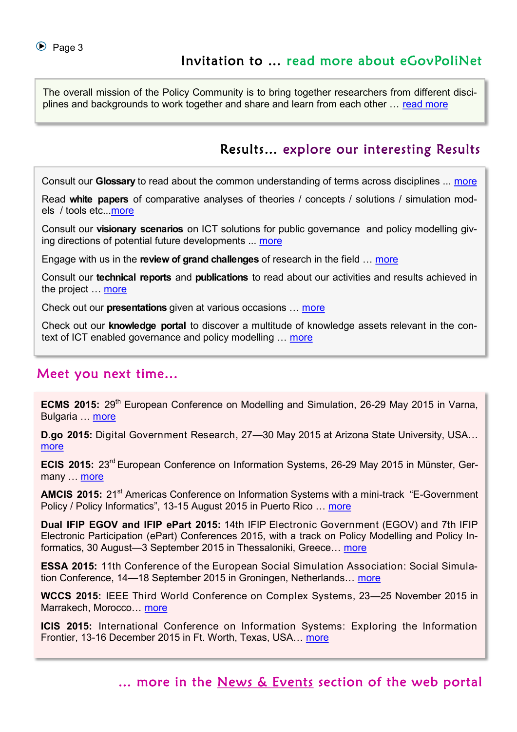## Invitation to … read more about eGovPoliNet

The overall mission of the Policy Community is to bring together researchers from different disciplines and backgrounds to work together and share and learn from each other … read more

## Results… explore our interesting Results

Consult our **Glossary** to read about the common understanding of terms across disciplines ... more

Read **white papers** of comparative analyses of theories / concepts / solutions / simulation models / tools etc...more

Consult our **visionary scenarios** on ICT solutions for public governance and policy modelling giving directions of potential future developments ... more

Engage with us in the **review of grand challenges** of research in the field … more

Consult our **technical reports** and **publications** to read about our activities and results achieved in the project … more

Check out our **presentations** given at various occasions … more

Check out our **knowledge portal** to discover a multitude of knowledge assets relevant in the context of ICT enabled governance and policy modelling … more

## Meet you next time…

**ECMS 2015:** 29th European Conference on Modelling and Simulation, 26-29 May 2015 in Varna, Bulgaria … more

**D.go 2015:** Digital Government Research, 27—30 May 2015 at Arizona State University, USA… more

**ECIS 2015:** 23rd European Conference on Information Systems, 26-29 May 2015 in Münster, Germany … more

**AMCIS 2015:** 21st Americas Conference on Information Systems with a mini-track "E-Government Policy / Policy Informatics", 13-15 August 2015 in Puerto Rico … more

**Dual IFIP EGOV and IFIP ePart 2015:** 14th IFIP Electronic Government (EGOV) and 7th IFIP Electronic Participation (ePart) Conferences 2015, with a track on Policy Modelling and Policy Informatics, 30 August—3 September 2015 in Thessaloniki, Greece… more

**ESSA 2015:** 11th Conference of the European Social Simulation Association: Social Simulation Conference, 14—18 September 2015 in Groningen, Netherlands… more

**WCCS 2015:** IEEE Third World Conference on Complex Systems, 23—25 November 2015 in Marrakech, Morocco… more

**ICIS 2015:** International Conference on Information Systems: Exploring the Information Frontier, 13-16 December 2015 in Ft. Worth, Texas, USA… more

### … more in the News & Events section of the web portal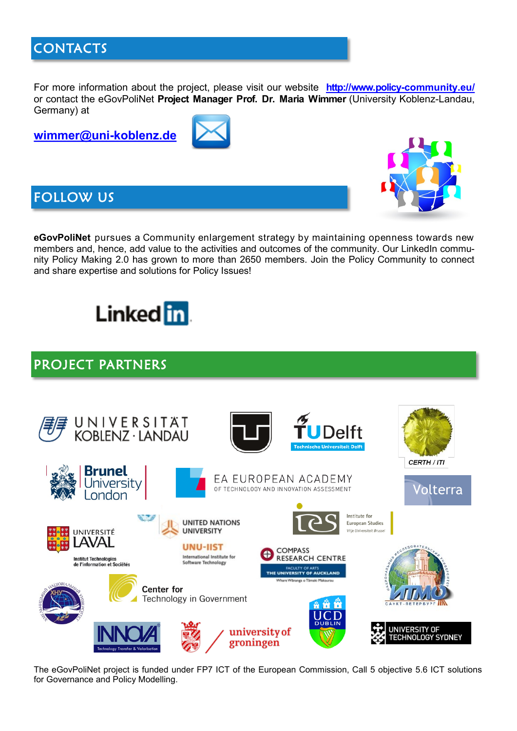## CONTACTS

For more information about the project, please visit our website [http://www.policy-community.eu/](http://www.policy-community.eu/) or contact the eGovPoliNet **Project Manager Prof. Dr. Maria Wimmer** (University Koblenz-Landau, Germany) at

[wimmer@uni-koblenz.de](mailto:wimmer@uni-koblenz.de)

## FOLLOW US

**eGovPoliNet** pursues a Community enlargement strategy by maintaining openness towards new members and, hence, add value to the activities and outcomes of the community. Our LinkedIn community Policy Making 2.0 has grown to more than 2650 members. Join the Policy Community to connect and share expertise and solutions for Policy Issues!

## PROJECT PARTNERS

The eGovPoliNet project is funded under FP7 ICT of the European Commission, Call 5 objective 5.6 ICT solutions for Governance and Policy Modelling.